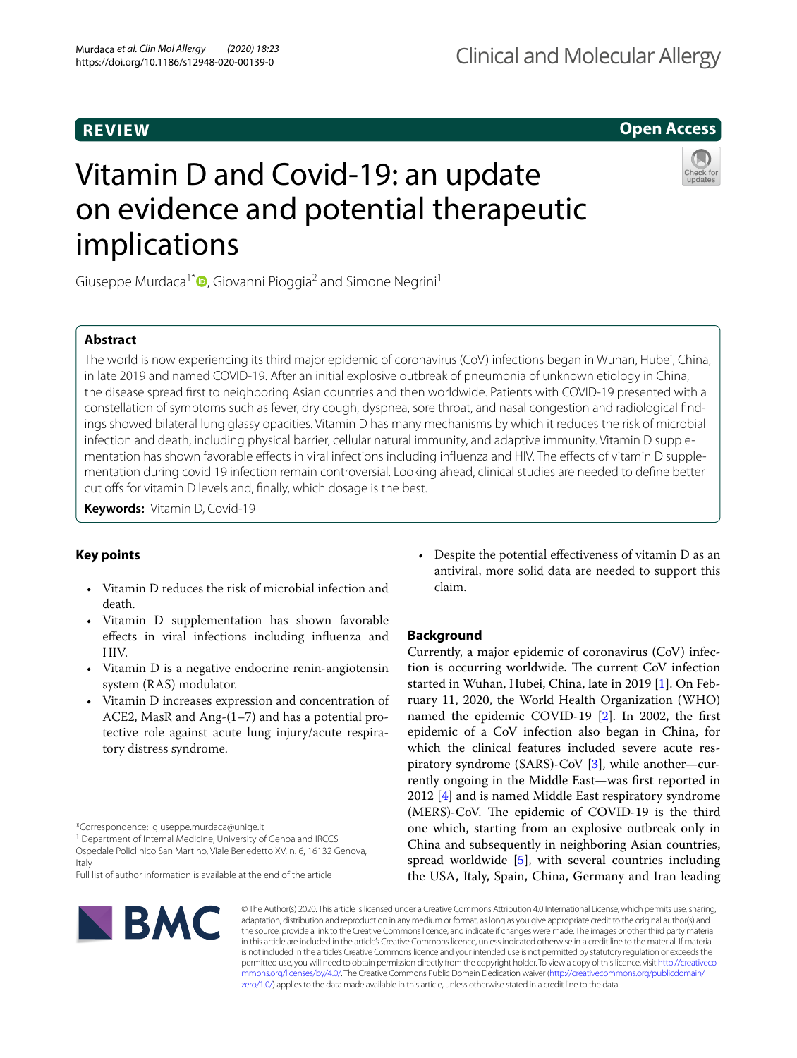REVIEW

Open Access

# Vitamin D and Covid-19: an update on evidence and potential therapeutic implications

Giuseppe Murdaca[1*], Giovanni Pioggia[2] and Simone Negrini[1]

## Abstract

The world is now experiencing its third major epidemic of coronavirus (CoV) infections began in Wuhan, Hubei, China, in late 2019 and named COVID-19. After an initial explosive outbreak of pneumonia of unknown etiology in China, the disease spread first to neighboring Asian countries and then worldwide. Patients with COVID-19 presented with a constellation of symptoms such as fever, dry cough, dyspnea, sore throat, and nasal congestion and radiological findings showed bilateral lung glassy opacities. Vitamin D has many mechanisms by which it reduces the risk of microbial infection and death, including physical barrier, cellular natural immunity, and adaptive immunity. Vitamin D supplementation has shown favorable effects in viral infections including influenza and HIV. The effects of vitamin D supplementation during covid 19 infection remain controversial. Looking ahead, clinical studies are needed to define better cut offs for vitamin D levels and, finally, which dosage is the best.

**Keywords:** Vitamin D, Covid-19

## Key points

- Vitamin D reduces the risk of microbial infection and death.
- Vitamin D supplementation has shown favorable effects in viral infections including influenza and HIV.
- Vitamin D is a negative endocrine renin-angiotensin system (RAS) modulator.
- Vitamin D increases expression and concentration of ACE2, MasR and Ang-(1–7) and has a potential protective role against acute lung injury/acute respiratory distress syndrome.
- Despite the potential effectiveness of vitamin D as an antiviral, more solid data are needed to support this claim.

## Background

Currently, a major epidemic of coronavirus (CoV) infection is occurring worldwide. The current CoV infection started in Wuhan, Hubei, China, late in 2019 [1]. On February 11, 2020, the World Health Organization (WHO) named the epidemic COVID-19 [2]. In 2002, the first epidemic of a CoV infection also began in China, for which the clinical features included severe acute respiratory syndrome (SARS)-CoV [3], while another—currently ongoing in the Middle East—was first reported in 2012 [4] and is named Middle East respiratory syndrome (MERS)-CoV. The epidemic of COVID-19 is the third one which, starting from an explosive outbreak only in China and subsequently in neighboring Asian countries, spread worldwide [5], with several countries including the USA, Italy, Spain, China, Germany and Iran leading

*Correspondence: giuseppe.murdaca@unige.it
[1] Department of Internal Medicine, University of Genoa and IRCCS Ospedale Policlinico San Martino, Viale Benedetto XV, n. 6, 16132 Genova, Italy
Full list of author information is available at the end of the article

© The Author(s) 2020. This article is licensed under a Creative Commons Attribution 4.0 International License, which permits use, sharing, adaptation, distribution and reproduction in any medium or format, as long as you give appropriate credit to the original author(s) and the source, provide a link to the Creative Commons licence, and indicate if changes were made. The images or other third party material in this article are included in the article's Creative Commons licence, unless indicated otherwise in a credit line to the material. If material is not included in the article's Creative Commons licence and your intended use is not permitted by statutory regulation or exceeds the permitted use, you will need to obtain permission directly from the copyright holder. To view a copy of this licence, visit http://creativecommons.org/licenses/by/4.0/. The Creative Commons Public Domain Dedication waiver (http://creativecommons.org/publicdomain/zero/1.0/) applies to the data made available in this article, unless otherwise stated in a credit line to the data.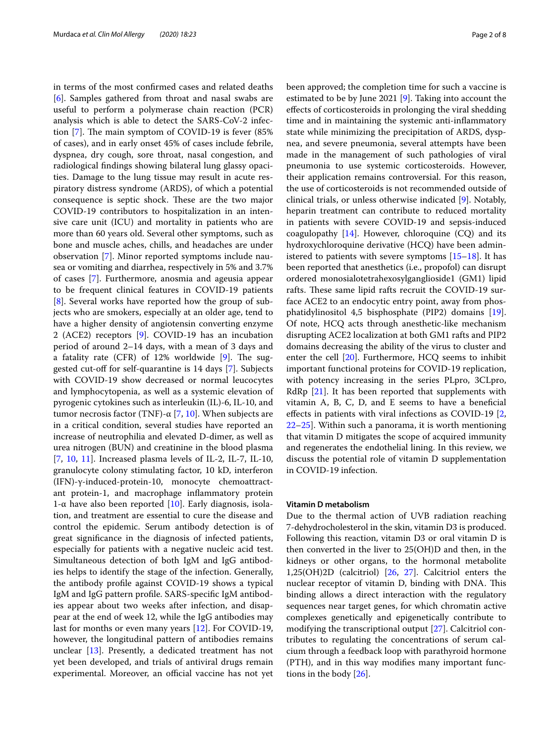in terms of the most confirmed cases and related deaths [6]. Samples gathered from throat and nasal swabs are useful to perform a polymerase chain reaction (PCR) analysis which is able to detect the SARS-CoV-2 infection [7]. The main symptom of COVID-19 is fever (85% of cases), and in early onset 45% of cases include febrile, dyspnea, dry cough, sore throat, nasal congestion, and radiological findings showing bilateral lung glassy opacities. Damage to the lung tissue may result in acute respiratory distress syndrome (ARDS), of which a potential consequence is septic shock. These are the two major COVID-19 contributors to hospitalization in an intensive care unit (ICU) and mortality in patients who are more than 60 years old. Several other symptoms, such as bone and muscle aches, chills, and headaches are under observation [7]. Minor reported symptoms include nausea or vomiting and diarrhea, respectively in 5% and 3.7% of cases [7]. Furthermore, anosmia and ageusia appear to be frequent clinical features in COVID-19 patients [8]. Several works have reported how the group of subjects who are smokers, especially at an older age, tend to have a higher density of angiotensin converting enzyme 2 (ACE2) receptors [9]. COVID-19 has an incubation period of around 2–14 days, with a mean of 3 days and a fatality rate (CFR) of 12% worldwide [9]. The suggested cut-off for self-quarantine is 14 days [7]. Subjects with COVID-19 show decreased or normal leucocytes and lymphocytopenia, as well as a systemic elevation of pyrogenic cytokines such as interleukin (IL)-6, IL-10, and tumor necrosis factor (TNF)-α [7, 10]. When subjects are in a critical condition, several studies have reported an increase of neutrophilia and elevated D-dimer, as well as urea nitrogen (BUN) and creatinine in the blood plasma [7, 10, 11]. Increased plasma levels of IL-2, IL-7, IL-10, granulocyte colony stimulating factor, 10 kD, interferon (IFN)-γ-induced-protein-10, monocyte chemoattractant protein-1, and macrophage inflammatory protein 1-α have also been reported [10]. Early diagnosis, isolation, and treatment are essential to cure the disease and control the epidemic. Serum antibody detection is of great significance in the diagnosis of infected patients, especially for patients with a negative nucleic acid test. Simultaneous detection of both IgM and IgG antibodies helps to identify the stage of the infection. Generally, the antibody profile against COVID-19 shows a typical IgM and IgG pattern profile. SARS-specific IgM antibodies appear about two weeks after infection, and disappear at the end of week 12, while the IgG antibodies may last for months or even many years [12]. For COVID-19, however, the longitudinal pattern of antibodies remains unclear [13]. Presently, a dedicated treatment has not yet been developed, and trials of antiviral drugs remain experimental. Moreover, an official vaccine has not yet been approved; the completion time for such a vaccine is estimated to be by June 2021 [9]. Taking into account the effects of corticosteroids in prolonging the viral shedding time and in maintaining the systemic anti-inflammatory state while minimizing the precipitation of ARDS, dyspnea, and severe pneumonia, several attempts have been made in the management of such pathologies of viral pneumonia to use systemic corticosteroids. However, their application remains controversial. For this reason, the use of corticosteroids is not recommended outside of clinical trials, or unless otherwise indicated [9]. Notably, heparin treatment can contribute to reduced mortality in patients with severe COVID-19 and sepsis-induced coagulopathy [14]. However, chloroquine (CQ) and its hydroxychloroquine derivative (HCQ) have been administered to patients with severe symptoms [15–18]. It has been reported that anesthetics (i.e., propofol) can disrupt ordered monosialotetrahexosylganglioside1 (GM1) lipid rafts. These same lipid rafts recruit the COVID-19 surface ACE2 to an endocytic entry point, away from phosphatidylinositol 4,5 bisphosphate (PIP2) domains [19]. Of note, HCQ acts through anesthetic-like mechanism disrupting ACE2 localization at both GM1 rafts and PIP2 domains decreasing the ability of the virus to cluster and enter the cell [20]. Furthermore, HCQ seems to inhibit important functional proteins for COVID-19 replication, with potency increasing in the series PLpro, 3CLpro, RdRp [21]. It has been reported that supplements with vitamin A, B, C, D, and E seems to have a beneficial effects in patients with viral infections as COVID-19 [2, 22–25]. Within such a panorama, it is worth mentioning that vitamin D mitigates the scope of acquired immunity and regenerates the endothelial lining. In this review, we discuss the potential role of vitamin D supplementation in COVID-19 infection.

## Vitamin D metabolism

Due to the thermal action of UVB radiation reaching 7-dehydrocholesterol in the skin, vitamin D3 is produced. Following this reaction, vitamin D3 or oral vitamin D is then converted in the liver to 25(OH)D and then, in the kidneys or other organs, to the hormonal metabolite 1,25(OH)2D (calcitriol) [26, 27]. Calcitriol enters the nuclear receptor of vitamin D, binding with DNA. This binding allows a direct interaction with the regulatory sequences near target genes, for which chromatin active complexes genetically and epigenetically contribute to modifying the transcriptional output [27]. Calcitriol contributes to regulating the concentrations of serum calcium through a feedback loop with parathyroid hormone (PTH), and in this way modifies many important functions in the body [26].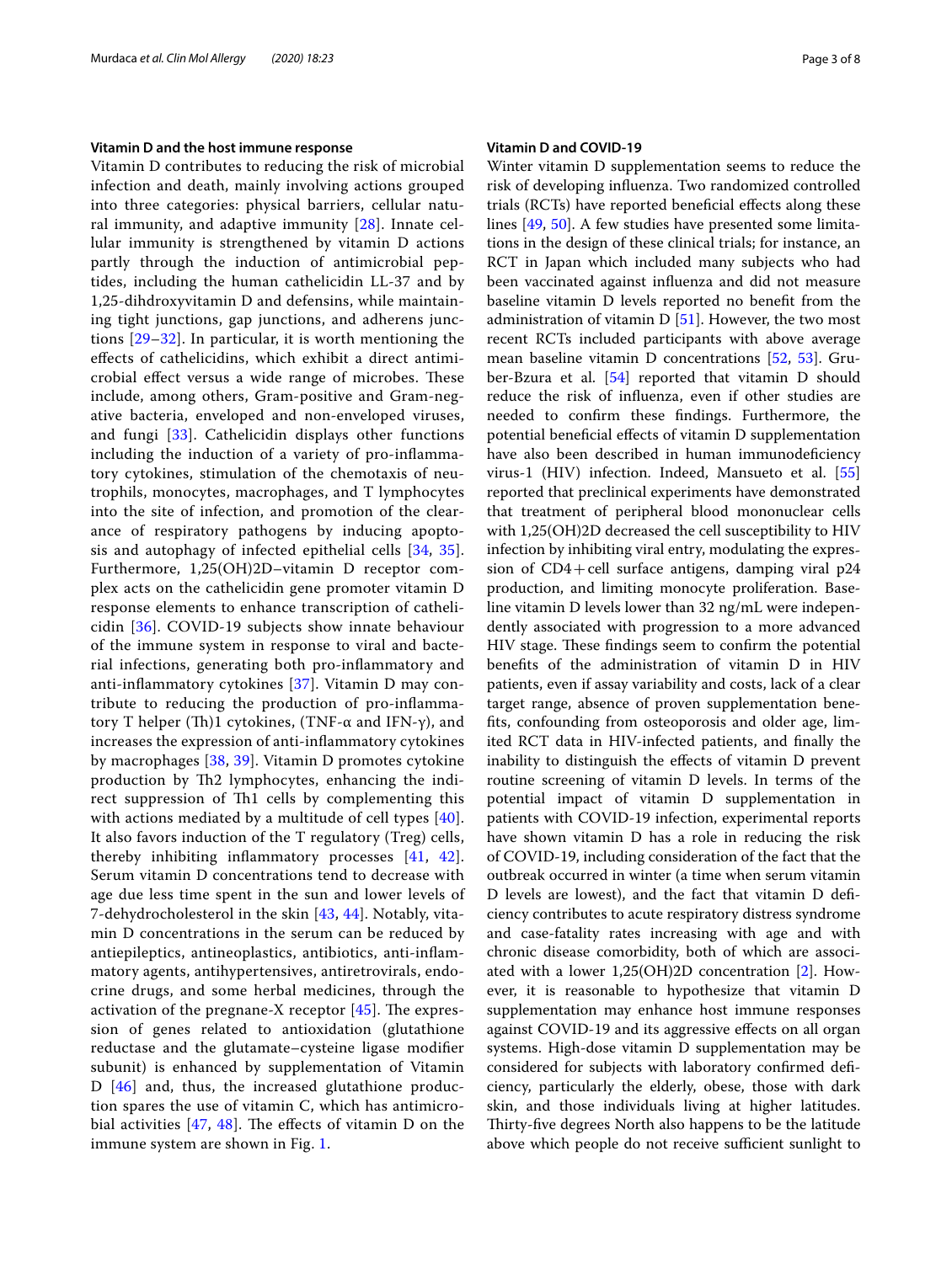## Vitamin D and the host immune response

Vitamin D contributes to reducing the risk of microbial infection and death, mainly involving actions grouped into three categories: physical barriers, cellular natural immunity, and adaptive immunity [28]. Innate cellular immunity is strengthened by vitamin D actions partly through the induction of antimicrobial peptides, including the human cathelicidin LL-37 and by 1,25-dihdroxyvitamin D and defensins, while maintaining tight junctions, gap junctions, and adherens junctions [29–32]. In particular, it is worth mentioning the effects of cathelicidins, which exhibit a direct antimicrobial effect versus a wide range of microbes. These include, among others, Gram-positive and Gram-negative bacteria, enveloped and non-enveloped viruses, and fungi [33]. Cathelicidin displays other functions including the induction of a variety of pro-inflammatory cytokines, stimulation of the chemotaxis of neutrophils, monocytes, macrophages, and T lymphocytes into the site of infection, and promotion of the clearance of respiratory pathogens by inducing apoptosis and autophagy of infected epithelial cells [34, 35]. Furthermore, 1,25(OH)2D–vitamin D receptor complex acts on the cathelicidin gene promoter vitamin D response elements to enhance transcription of cathelicidin [36]. COVID-19 subjects show innate behaviour of the immune system in response to viral and bacterial infections, generating both pro-inflammatory and anti-inflammatory cytokines [37]. Vitamin D may contribute to reducing the production of pro-inflammatory T helper (Th)1 cytokines, (TNF-α and IFN-γ), and increases the expression of anti-inflammatory cytokines by macrophages [38, 39]. Vitamin D promotes cytokine production by Th2 lymphocytes, enhancing the indirect suppression of Th1 cells by complementing this with actions mediated by a multitude of cell types [40]. It also favors induction of the T regulatory (Treg) cells, thereby inhibiting inflammatory processes [41, 42]. Serum vitamin D concentrations tend to decrease with age due less time spent in the sun and lower levels of 7-dehydrocholesterol in the skin [43, 44]. Notably, vitamin D concentrations in the serum can be reduced by antiepileptics, antineoplastics, antibiotics, anti-inflammatory agents, antihypertensives, antiretrovirals, endocrine drugs, and some herbal medicines, through the activation of the pregnane-X receptor [45]. The expression of genes related to antioxidation (glutathione reductase and the glutamate–cysteine ligase modifier subunit) is enhanced by supplementation of Vitamin D [46] and, thus, the increased glutathione production spares the use of vitamin C, which has antimicrobial activities [47, 48]. The effects of vitamin D on the immune system are shown in Fig. 1.

## Vitamin D and COVID-19

Winter vitamin D supplementation seems to reduce the risk of developing influenza. Two randomized controlled trials (RCTs) have reported beneficial effects along these lines [49, 50]. A few studies have presented some limitations in the design of these clinical trials; for instance, an RCT in Japan which included many subjects who had been vaccinated against influenza and did not measure baseline vitamin D levels reported no benefit from the administration of vitamin D [51]. However, the two most recent RCTs included participants with above average mean baseline vitamin D concentrations [52, 53]. Gruber-Bzura et al. [54] reported that vitamin D should reduce the risk of influenza, even if other studies are needed to confirm these findings. Furthermore, the potential beneficial effects of vitamin D supplementation have also been described in human immunodeficiency virus-1 (HIV) infection. Indeed, Mansueto et al. [55] reported that preclinical experiments have demonstrated that treatment of peripheral blood mononuclear cells with 1,25(OH)2D decreased the cell susceptibility to HIV infection by inhibiting viral entry, modulating the expression of CD4+ cell surface antigens, damping viral p24 production, and limiting monocyte proliferation. Baseline vitamin D levels lower than 32 ng/mL were independently associated with progression to a more advanced HIV stage. These findings seem to confirm the potential benefits of the administration of vitamin D in HIV patients, even if assay variability and costs, lack of a clear target range, absence of proven supplementation benefits, confounding from osteoporosis and older age, limited RCT data in HIV-infected patients, and finally the inability to distinguish the effects of vitamin D prevent routine screening of vitamin D levels. In terms of the potential impact of vitamin D supplementation in patients with COVID-19 infection, experimental reports have shown vitamin D has a role in reducing the risk of COVID-19, including consideration of the fact that the outbreak occurred in winter (a time when serum vitamin D levels are lowest), and the fact that vitamin D deficiency contributes to acute respiratory distress syndrome and case-fatality rates increasing with age and with chronic disease comorbidity, both of which are associated with a lower 1,25(OH)2D concentration [2]. However, it is reasonable to hypothesize that vitamin D supplementation may enhance host immune responses against COVID-19 and its aggressive effects on all organ systems. High-dose vitamin D supplementation may be considered for subjects with laboratory confirmed deficiency, particularly the elderly, obese, those with dark skin, and those individuals living at higher latitudes. Thirty-five degrees North also happens to be the latitude above which people do not receive sufficient sunlight to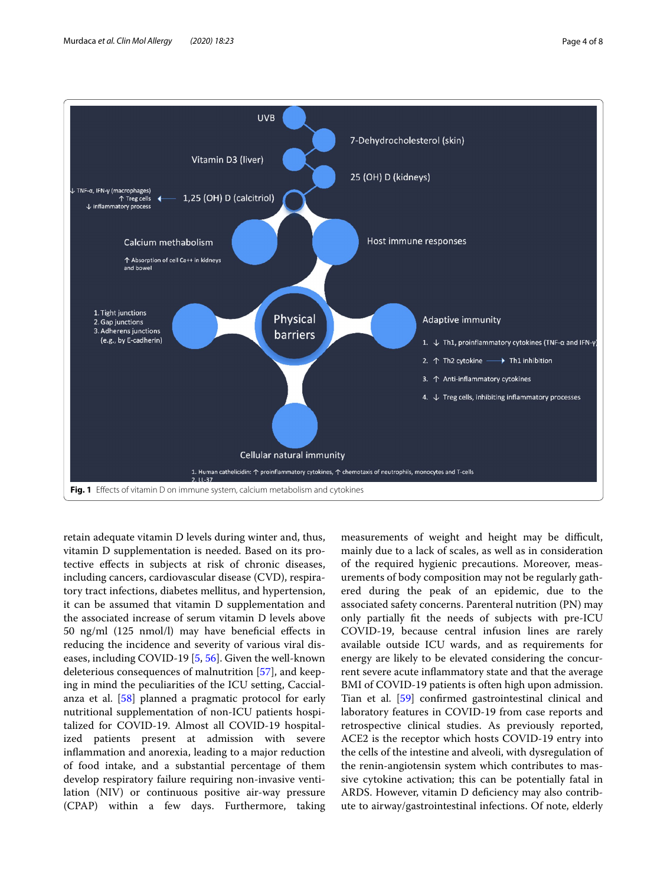**Fig. 1** Effects of vitamin D on immune system, calcium metabolism and cytokines

retain adequate vitamin D levels during winter and, thus, vitamin D supplementation is needed. Based on its protective effects in subjects at risk of chronic diseases, including cancers, cardiovascular disease (CVD), respiratory tract infections, diabetes mellitus, and hypertension, it can be assumed that vitamin D supplementation and the associated increase of serum vitamin D levels above 50 ng/ml (125 nmol/l) may have beneficial effects in reducing the incidence and severity of various viral diseases, including COVID-19 [5, 56]. Given the well-known deleterious consequences of malnutrition [57], and keeping in mind the peculiarities of the ICU setting, Caccialanza et al. [58] planned a pragmatic protocol for early nutritional supplementation of non-ICU patients hospitalized for COVID-19. Almost all COVID-19 hospitalized patients present at admission with severe inflammation and anorexia, leading to a major reduction of food intake, and a substantial percentage of them develop respiratory failure requiring non-invasive ventilation (NIV) or continuous positive air-way pressure (CPAP) within a few days. Furthermore, taking measurements of weight and height may be difficult, mainly due to a lack of scales, as well as in consideration of the required hygienic precautions. Moreover, measurements of body composition may not be regularly gathered during the peak of an epidemic, due to the associated safety concerns. Parenteral nutrition (PN) may only partially fit the needs of subjects with pre-ICU COVID-19, because central infusion lines are rarely available outside ICU wards, and as requirements for energy are likely to be elevated considering the concurrent severe acute inflammatory state and that the average BMI of COVID-19 patients is often high upon admission. Tian et al. [59] confirmed gastrointestinal clinical and laboratory features in COVID-19 from case reports and retrospective clinical studies. As previously reported, ACE2 is the receptor which hosts COVID-19 entry into the cells of the intestine and alveoli, with dysregulation of the renin-angiotensin system which contributes to massive cytokine activation; this can be potentially fatal in ARDS. However, vitamin D deficiency may also contribute to airway/gastrointestinal infections. Of note, elderly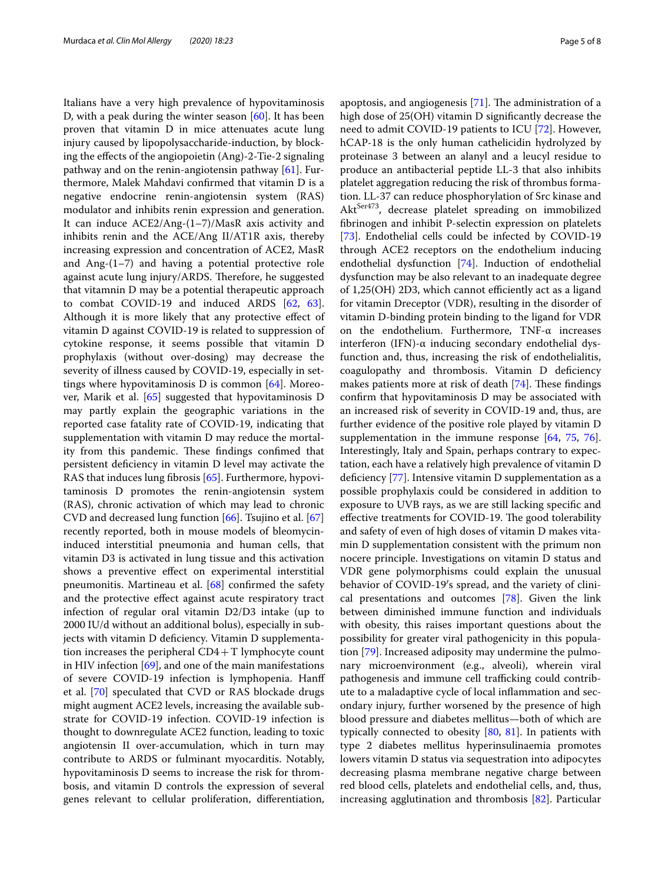Italians have a very high prevalence of hypovitaminosis D, with a peak during the winter season [60]. It has been proven that vitamin D in mice attenuates acute lung injury caused by lipopolysaccharide-induction, by blocking the effects of the angiopoietin (Ang)-2-Tie-2 signaling pathway and on the renin-angiotensin pathway [61]. Furthermore, Malek Mahdavi confirmed that vitamin D is a negative endocrine renin-angiotensin system (RAS) modulator and inhibits renin expression and generation. It can induce ACE2/Ang-(1–7)/MasR axis activity and inhibits renin and the ACE/Ang II/AT1R axis, thereby increasing expression and concentration of ACE2, MasR and Ang-(1–7) and having a potential protective role against acute lung injury/ARDS. Therefore, he suggested that vitamnin D may be a potential therapeutic approach to combat COVID-19 and induced ARDS [62, 63]. Although it is more likely that any protective effect of vitamin D against COVID-19 is related to suppression of cytokine response, it seems possible that vitamin D prophylaxis (without over-dosing) may decrease the severity of illness caused by COVID-19, especially in settings where hypovitaminosis D is common [64]. Moreover, Marik et al. [65] suggested that hypovitaminosis D may partly explain the geographic variations in the reported case fatality rate of COVID-19, indicating that supplementation with vitamin D may reduce the mortality from this pandemic. These findings confimed that persistent deficiency in vitamin D level may activate the RAS that induces lung fibrosis [65]. Furthermore, hypovitaminosis D promotes the renin-angiotensin system (RAS), chronic activation of which may lead to chronic CVD and decreased lung function [66]. Tsujino et al. [67] recently reported, both in mouse models of bleomycin-induced interstitial pneumonia and human cells, that vitamin D3 is activated in lung tissue and this activation shows a preventive effect on experimental interstitial pneumonitis. Martineau et al. [68] confirmed the safety and the protective effect against acute respiratory tract infection of regular oral vitamin D2/D3 intake (up to 2000 IU/d without an additional bolus), especially in subjects with vitamin D deficiency. Vitamin D supplementation increases the peripheral CD4+T lymphocyte count in HIV infection [69], and one of the main manifestations of severe COVID-19 infection is lymphopenia. Hanff et al. [70] speculated that CVD or RAS blockade drugs might augment ACE2 levels, increasing the available substrate for COVID-19 infection. COVID-19 infection is thought to downregulate ACE2 function, leading to toxic angiotensin II over-accumulation, which in turn may contribute to ARDS or fulminant myocarditis. Notably, hypovitaminosis D seems to increase the risk for thrombosis, and vitamin D controls the expression of several genes relevant to cellular proliferation, differentiation, apoptosis, and angiogenesis [71]. The administration of a high dose of 25(OH) vitamin D significantly decrease the need to admit COVID-19 patients to ICU [72]. However, hCAP-18 is the only human cathelicidin hydrolyzed by proteinase 3 between an alanyl and a leucyl residue to produce an antibacterial peptide LL-3 that also inhibits platelet aggregation reducing the risk of thrombus formation. LL-37 can reduce phosphorylation of Src kinase and $Akt^{Ser473}$, decrease platelet spreading on immobilized fibrinogen and inhibit P-selectin expression on platelets [73]. Endothelial cells could be infected by COVID-19 through ACE2 receptors on the endothelium inducing endothelial dysfunction [74]. Induction of endothelial dysfunction may be also relevant to an inadequate degree of 1,25(OH) 2D3, which cannot efficiently act as a ligand for vitamin Dreceptor (VDR), resulting in the disorder of vitamin D-binding protein binding to the ligand for VDR on the endothelium. Furthermore, TNF-α increases interferon (IFN)-α inducing secondary endothelial dysfunction and, thus, increasing the risk of endothelialitis, coagulopathy and thrombosis. Vitamin D deficiency makes patients more at risk of death [74]. These findings confirm that hypovitaminosis D may be associated with an increased risk of severity in COVID-19 and, thus, are further evidence of the positive role played by vitamin D supplementation in the immune response [64, 75, 76]. Interestingly, Italy and Spain, perhaps contrary to expectation, each have a relatively high prevalence of vitamin D deficiency [77]. Intensive vitamin D supplementation as a possible prophylaxis could be considered in addition to exposure to UVB rays, as we are still lacking specific and effective treatments for COVID-19. The good tolerability and safety of even of high doses of vitamin D makes vitamin D supplementation consistent with the primum non nocere principle. Investigations on vitamin D status and VDR gene polymorphisms could explain the unusual behavior of COVID-19′s spread, and the variety of clinical presentations and outcomes [78]. Given the link between diminished immune function and individuals with obesity, this raises important questions about the possibility for greater viral pathogenicity in this population [79]. Increased adiposity may undermine the pulmonary microenvironment (e.g., alveoli), wherein viral pathogenesis and immune cell trafficking could contribute to a maladaptive cycle of local inflammation and secondary injury, further worsened by the presence of high blood pressure and diabetes mellitus—both of which are typically connected to obesity [80, 81]. In patients with type 2 diabetes mellitus hyperinsulinaemia promotes lowers vitamin D status via sequestration into adipocytes decreasing plasma membrane negative charge between red blood cells, platelets and endothelial cells, and, thus, increasing agglutination and thrombosis [82]. Particular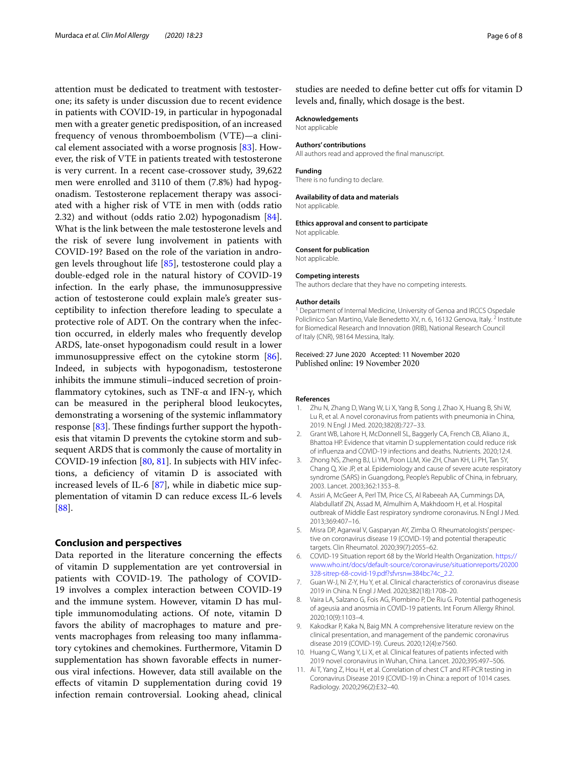attention must be dedicated to treatment with testosterone; its safety is under discussion due to recent evidence in patients with COVID-19, in particular in hypogonadal men with a greater genetic predisposition, of an increased frequency of venous thromboembolism (VTE)—a clinical element associated with a worse prognosis [83]. However, the risk of VTE in patients treated with testosterone is very current. In a recent case-crossover study, 39,622 men were enrolled and 3110 of them (7.8%) had hypogonadism. Testosterone replacement therapy was associated with a higher risk of VTE in men with (odds ratio 2.32) and without (odds ratio 2.02) hypogonadism [84]. What is the link between the male testosterone levels and the risk of severe lung involvement in patients with COVID-19? Based on the role of the variation in androgen levels throughout life [85], testosterone could play a double-edged role in the natural history of COVID-19 infection. In the early phase, the immunosuppressive action of testosterone could explain male's greater susceptibility to infection therefore leading to speculate a protective role of ADT. On the contrary when the infection occurred, in elderly males who frequently develop ARDS, late-onset hypogonadism could result in a lower immunosuppressive effect on the cytokine storm [86]. Indeed, in subjects with hypogonadism, testosterone inhibits the immune stimuli–induced secretion of proinflammatory cytokines, such as TNF-α and IFN-γ, which can be measured in the peripheral blood leukocytes, demonstrating a worsening of the systemic inflammatory response [83]. These findings further support the hypothesis that vitamin D prevents the cytokine storm and subsequent ARDS that is commonly the cause of mortality in COVID-19 infection [80, 81]. In subjects with HIV infections, a deficiency of vitamin D is associated with increased levels of IL-6 [87], while in diabetic mice supplementation of vitamin D can reduce excess IL-6 levels [88].

## Conclusion and perspectives

Data reported in the literature concerning the effects of vitamin D supplementation are yet controversial in patients with COVID-19. The pathology of COVID-19 involves a complex interaction between COVID-19 and the immune system. However, vitamin D has multiple immunomodulating actions. Of note, vitamin D favors the ability of macrophages to mature and prevents macrophages from releasing too many inflammatory cytokines and chemokines. Furthermore, Vitamin D supplementation has shown favorable effects in numerous viral infections. However, data still available on the effects of vitamin D supplementation during covid 19 infection remain controversial. Looking ahead, clinical studies are needed to define better cut offs for vitamin D levels and, finally, which dosage is the best.

**Acknowledgements**
Not applicable

**Authors' contributions**
All authors read and approved the final manuscript.

**Funding**
There is no funding to declare.

**Availability of data and materials**
Not applicable.

**Ethics approval and consent to participate**
Not applicable.

**Consent for publication**
Not applicable.

**Competing interests**
The authors declare that they have no competing interests.

**Author details**
[1] Department of Internal Medicine, University of Genoa and IRCCS Ospedale Policlinico San Martino, Viale Benedetto XV, n. 6, 16132 Genova, Italy. [2] Institute for Biomedical Research and Innovation (IRIB), National Research Council of Italy (CNR), 98164 Messina, Italy.

Received: 27 June 2020 Accepted: 11 November 2020
Published online: 19 November 2020

## References

1. Zhu N, Zhang D, Wang W, Li X, Yang B, Song J, Zhao X, Huang B, Shi W, Lu R, et al. A novel coronavirus from patients with pneumonia in China, 2019. N Engl J Med. 2020;382(8):727–33.
2. Grant WB, Lahore H, McDonnell SL, Baggerly CA, French CB, Aliano JL, Bhattoa HP. Evidence that vitamin D supplementation could reduce risk of influenza and COVID-19 infections and deaths. Nutrients. 2020;12:4.
3. Zhong NS, Zheng BJ, Li YM, Poon LLM, Xie ZH, Chan KH, Li PH, Tan SY, Chang Q, Xie JP, et al. Epidemiology and cause of severe acute respiratory syndrome (SARS) in Guangdong, People's Republic of China, in february, 2003. Lancet. 2003;362:1353–8.
4. Assiri A, McGeer A, Perl TM, Price CS, Al Rabeeah AA, Cummings DA, Alabdullatif ZN, Assad M, Almulhim A, Makhdoom H, et al. Hospital outbreak of Middle East respiratory syndrome coronavirus. N Engl J Med. 2013;369:407–16.
5. Misra DP, Agarwal V, Gasparyan AY, Zimba O. Rheumatologists' perspective on coronavirus disease 19 (COVID-19) and potential therapeutic targets. Clin Rheumatol. 2020;39(7):2055–62.
6. COVID-19 Situation report 68 by the World Health Organization. https://www.who.int/docs/default-source/coronaviruse/situationreports/20200328-sitrep-68-covid-19.pdf?sfvrsn=384bc74c_2.2.
7. Guan W-J, Ni Z-Y, Hu Y, et al. Clinical characteristics of coronavirus disease 2019 in China. N Engl J Med. 2020;382(18):1708–20.
8. Vaira LA, Salzano G, Fois AG, Piombino P, De Riu G. Potential pathogenesis of ageusia and anosmia in COVID-19 patients. Int Forum Allergy Rhinol. 2020;10(9):1103–4.
9. Kakodkar P, Kaka N, Baig MN. A comprehensive literature review on the clinical presentation, and management of the pandemic coronavirus disease 2019 (COVID-19). Cureus. 2020;12(4):e7560.
10. Huang C, Wang Y, Li X, et al. Clinical features of patients infected with 2019 novel coronavirus in Wuhan, China. Lancet. 2020;395:497–506.
11. Ai T, Yang Z, Hou H, et al. Correlation of chest CT and RT-PCR testing in Coronavirus Disease 2019 (COVID-19) in China: a report of 1014 cases. Radiology. 2020;296(2):E32–40.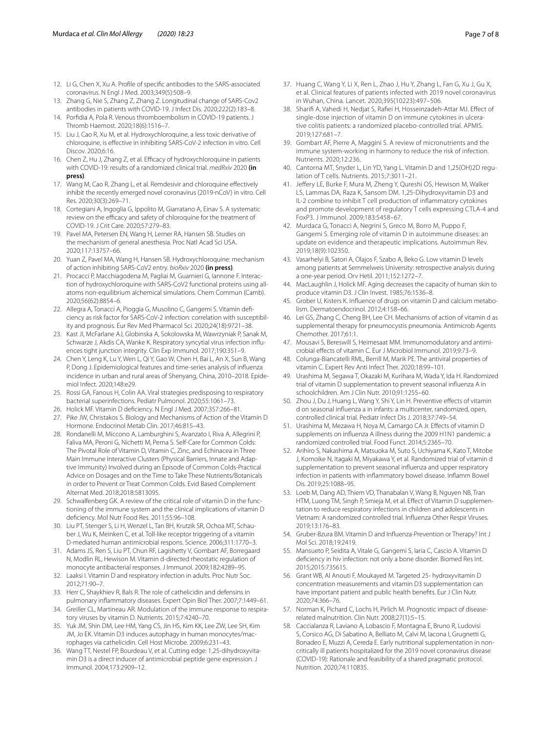12. Li G, Chen X, Xu A. Profile of specific antibodies to the SARS-associated coronavirus. N Engl J Med. 2003;349(5):508–9.
13. Zhang G, Nie S, Zhang Z, Zhang Z. Longitudinal change of SARS-Cov2 antibodies in patients with COVID-19. J Infect Dis. 2020;222(2):183–8.
14. Porfidia A, Pola R. Venous thromboembolism in COVID-19 patients. J Thromb Haemost. 2020;18(6):1516–7.
15. Liu J, Cao R, Xu M, et al. Hydroxychloroquine, a less toxic derivative of chloroquine, is effective in inhibiting SARS-CoV-2 infection in vitro. Cell Discov. 2020;6:16.
16. Chen Z, Hu J, Zhang Z, et al. Efficacy of hydroxychloroquine in patients with COVID-19: results of a randomized clinical trial. *medRxiv* 2020 **(in press)**.
17. Wang M, Cao R, Zhang L, et al. Remdesivir and chloroquine effectively inhibit the recently emerged novel coronavirus (2019-nCoV) in vitro. Cell Res. 2020;30(3):269–71.
18. Cortegiani A, Ingoglia G, Ippolito M, Giarratano A, Einav S. A systematic review on the efficacy and safety of chloroquine for the treatment of COVID-19. J Crit Care. 2020;57:279–83.
19. Pavel MA, Petersen EN, Wang H, Lerner RA, Hansen SB. Studies on the mechanism of general anesthesia. Proc Natl Acad Sci USA. 2020;117:13757–66.
20. Yuan Z, Pavel MA, Wang H, Hansen SB. Hydroxychloroquine: mechanism of action inhibiting SARS-CoV2 entry. *bioRxiv* 2020 **(in press)**.
21. Procacci P, Macchiagodena M, Pagliai M, Guarnieri G, Iannone F. Interaction of hydroxychloroquine with SARS-CoV2 functional proteins using all-atoms non-equilibrium alchemical simulations. Chem Commun (Camb). 2020;56(62):8854–6.
22. Allegra A, Tonacci A, Pioggia G, Musolino C, Gangemi S. Vitamin deficiency as risk factor for SARS-CoV-2 infection: correlation with susceptibility and prognosis. Eur Rev Med Pharmacol Sci. 2020;24(18):9721–38.
23. Kast JI, McFarlane AJ, Globinska A, Sokolowska M, Wawrzyniak P, Sanak M, Schwarze J, Akdis CA, Wanke K. Respiratory syncytial virus infection influences tight junction integrity. Clin Exp Immunol. 2017;190:351–9.
24. Chen Y, Leng K, Lu Y, Wen L, Qi Y, Gao W, Chen H, Bai L, An X, Sun B, Wang P, Dong J. Epidemiological features and time-series analysis of influenza incidence in urban and rural areas of Shenyang, China, 2010–2018. Epidemiol Infect. 2020;148:e29.
25. Rossi GA, Fanous H, Colin AA. Viral strategies predisposing to respiratory bacterial superinfections. Pediatr Pulmonol. 2020;55:1061–73.
26. Holick MF. Vitamin D deficiency. N Engl J Med. 2007;357:266–81.
27. Pike JW, Christakos S. Biology and Mechanisms of Action of the Vitamin D Hormone. Endocrinol Metab Clin. 2017;46:815–43.
28. Rondanelli M, Miccono A, Lamburghini S, Avanzato I, Riva A, Allegrini P, Faliva MA, Peroni G, Nichetti M, Perna S. Self-Care for Common Colds: The Pivotal Role of Vitamin D, Vitamin C, Zinc, and Echinacea in Three Main Immune Interactive Clusters (Physical Barriers, Innate and Adaptive Immunity) Involved during an Episode of Common Colds-Practical Advice on Dosages and on the Time to Take These Nutrients/Botanicals in order to Prevent or Treat Common Colds. Evid Based Complement Alternat Med. 2018;2018:5813095.
29. Schwalfenberg GK. A review of the critical role of vitamin D in the functioning of the immune system and the clinical implications of vitamin D deficiency. Mol Nutr Food Res. 2011;55:96–108.
30. Liu PT, Stenger S, Li H, Wenzel L, Tan BH, Krutzik SR, Ochoa MT, Schauber J, Wu K, Meinken C, et al. Toll-like receptor triggering of a vitamin D-mediated human antimicrobial respons. Science. 2006;311:1770–3.
31. Adams JS, Ren S, Liu PT, Chun RF, Lagishetty V, Gombart AF, Borregaard N, Modlin RL, Hewison M. Vitamin d-directed rheostatic regulation of monocyte antibacterial responses. J Immunol. 2009;182:4289–95.
32. Laaksi I. Vitamin D and respiratory infection in adults. Proc Nutr Soc. 2012;71:90–7.
33. Herr C, Shaykhiev R, Bals R. The role of cathelicidin and defensins in pulmonary inflammatory diseases. Expert Opin Biol Ther. 2007;7:1449–61.
34. Greiller CL, Martineau AR. Modulation of the immune response to respiratory viruses by vitamin D. Nutrients. 2015;7:4240–70.
35. Yuk JM, Shin DM, Lee HM, Yang CS, Jin HS, Kim KK, Lee ZW, Lee SH, Kim JM, Jo EK. Vitamin D3 induces autophagy in human monocytes/macrophages via cathelicidin. Cell Host Microbe. 2009;6:231–43.
36. Wang TT, Nestel FP, Bourdeau V, et al. Cutting edge: 1,25-dihydroxyvitamin D3 is a direct inducer of antimicrobial peptide gene expression. J Immunol. 2004;173:2909–12.
37. Huang C, Wang Y, Li X, Ren L, Zhao J, Hu Y, Zhang L, Fan G, Xu J, Gu X, et al. Clinical features of patients infected with 2019 novel coronavirus in Wuhan, China. Lancet. 2020;395(10223):497–506.
38. Sharifi A, Vahedi H, Nedjat S, Rafiei H, Hosseinzadeh-Attar MJ. Effect of single-dose injection of vitamin D on immune cytokines in ulcerative colitis patients: a randomized placebo-controlled trial. APMIS. 2019;127:681–7.
39. Gombart AF, Pierre A, Maggini S. A review of micronutrients and the immune system-working in harmony to reduce the risk of infection. Nutrients. 2020;12:236.
40. Cantorna MT, Snyder L, Lin YD, Yang L. Vitamin D and 1,25(OH)2D regulation of T cells. Nutrients. 2015;7:3011–21.
41. Jeffery LE, Burke F, Mura M, Zheng Y, Qureshi OS, Hewison M, Walker LS, Lammas DA, Raza K, Sansom DM. 1,25-Dihydroxyvitamin D3 and IL-2 combine to inhibit T cell production of inflammatory cytokines and promote development of regulatory T cells expressing CTLA-4 and FoxP3. J Immunol. 2009;183:5458–67.
42. Murdaca G, Tonacci A, Negrini S, Greco M, Borro M, Puppo F, Gangemi S. Emerging role of vitamin D in autoimmune diseases: an update on evidence and therapeutic implications. Autoimmun Rev. 2019;18(9):102350.
43. Vasarhelyi B, Satori A, Olajos F, Szabo A, Beko G. Low vitamin D levels among patients at Semmelweis University: retrospective analysis during a one-year period. Orv Hetil. 2011;152:1272–7.
44. MacLaughlin J, Holick MF. Aging decreases the capacity of human skin to produce vitamin D3. J Clin Invest. 1985;76:1536–8.
45. Grober U, Kisters K. Influence of drugs on vitamin D and calcium metabolism. Dermatoendocrinol. 2012;4:158–66.
46. Lei GS, Zhang C, Cheng BH, Lee CH. Mechanisms of action of vitamin d as supplemental therapy for pneumocystis pneumonia. Antimicrob Agents Chemother. 2017;61:1.
47. Mousavi S, Bereswill S, Heimesaat MM. Immunomodulatory and antimicrobial effects of vitamin C. Eur J Microbiol Immunol. 2019;9:73–9.
48. Colunga-Biancatelli RML, Berrill M, Marik PE. The antiviral properties of vitamin C. Expert Rev Anti Infect Ther. 2020;18:99–101.
49. Urashima M, Segawa T, Okazaki M, Kurihara M, Wada Y, Ida H. Randomized trial of vitamin D supplementation to prevent seasonal influenza A in schoolchildren. Am J Clin Nutr. 2010;91:1255–60.
50. Zhou J, Du J, Huang L, Wang Y, Shi Y, Lin H. Preventive effects of vitamin d on seasonal influenza a in infants: a multicenter, randomized, open, controlled clinical trial. Pediatr Infect Dis J. 2018;37:749–54.
51. Urashima M, Mezawa H, Noya M, Camargo CA Jr. Effects of vitamin D supplements on influenza A illness during the 2009 H1N1 pandemic: a randomized controlled trial. Food Funct. 2014;5:2365–70.
52. Arihiro S, Nakashima A, Matsuoka M, Suto S, Uchiyama K, Kato T, Mitobe J, Komoike N, Itagaki M, Miyakawa Y, et al. Randomized trial of vitamin d supplementation to prevent seasonal influenza and upper respiratory infection in patients with inflammatory bowel disease. Inflamm Bowel Dis. 2019;25:1088–95.
53. Loeb M, Dang AD, Thiem VD, Thanabalan V, Wang B, Nguyen NB, Tran HTM, Luong TM, Singh P, Smieja M, et al. Effect of Vitamin D supplementation to reduce respiratory infections in children and adolescents in Vietnam: A randomized controlled trial. Influenza Other Respir Viruses. 2019;13:176–83.
54. Gruber-Bzura BM. Vitamin D and Influenza-Prevention or Therapy? Int J Mol Sci. 2018;19:2419.
55. Mansueto P, Seidita A, Vitale G, Gangemi S, Iaria C, Cascio A. Vitamin D deficiency in hiv infection: not only a bone disorder. Biomed Res Int. 2015;2015:735615.
56. Grant WB, Al Anouti F, Moukayed M. Targeted 25- hydroxyvitamin D concentration measurements and vitamin D3 supplementation can have important patient and public health benefits. Eur J Clin Nutr. 2020;74:366–76.
57. Norman K, Pichard C, Lochs H, Pirlich M. Prognostic impact of disease-related malnutrition. Clin Nutr. 2008;27(1):5–15.
58. Caccialanza R, Laviano A, Lobascio F, Montagna E, Bruno R, Ludovisi S, Corsico AG, Di Sabatino A, Belliato M, Calvi M, Iacona I, Grugnetti G, Bonadeo E, Muzzi A, Cereda E. Early nutritional supplementation in non-critically ill patients hospitalized for the 2019 novel coronavirus disease (COVID-19): Rationale and feasibility of a shared pragmatic protocol. Nutrition. 2020;74:110835.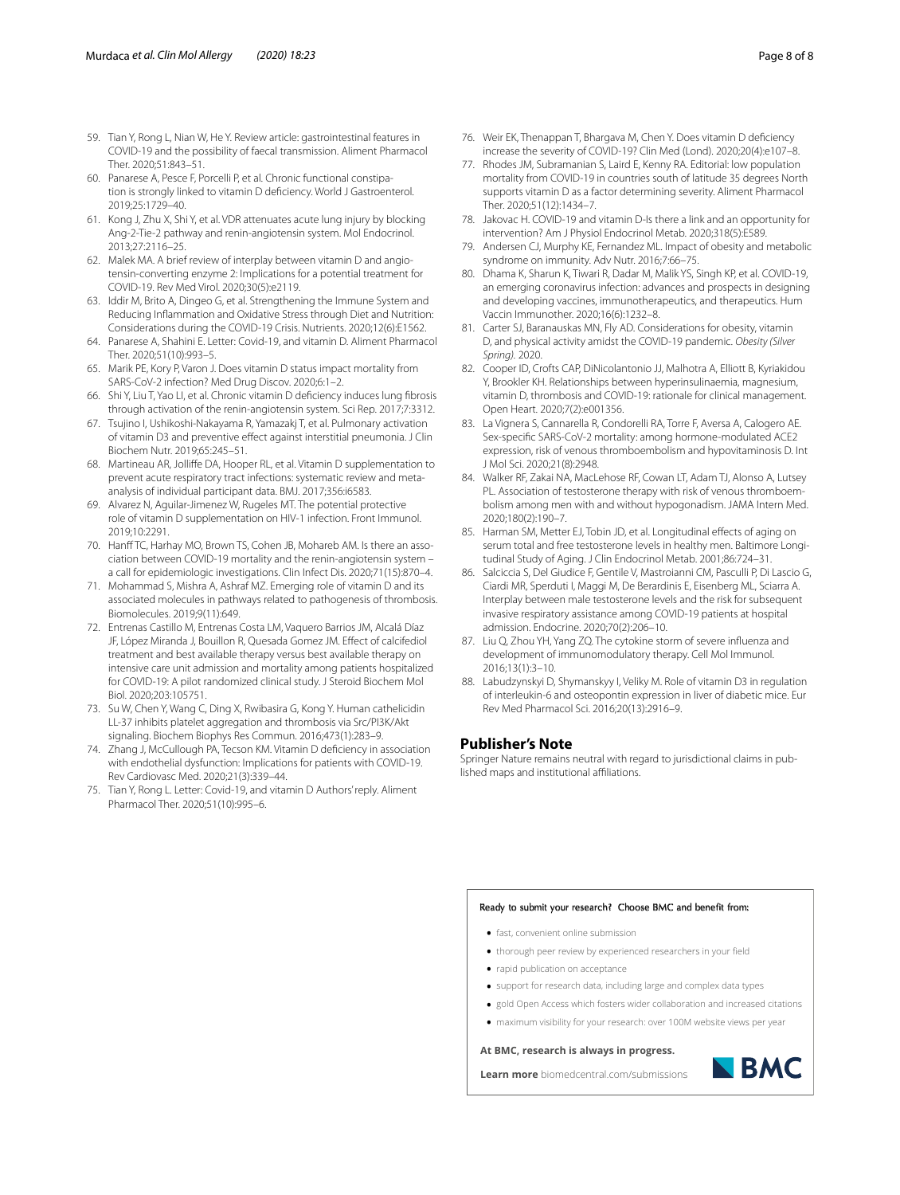59. Tian Y, Rong L, Nian W, He Y. Review article: gastrointestinal features in COVID-19 and the possibility of faecal transmission. Aliment Pharmacol Ther. 2020;51:843–51.
60. Panarese A, Pesce F, Porcelli P, et al. Chronic functional constipation is strongly linked to vitamin D deficiency. World J Gastroenterol. 2019;25:1729–40.
61. Kong J, Zhu X, Shi Y, et al. VDR attenuates acute lung injury by blocking Ang-2-Tie-2 pathway and renin-angiotensin system. Mol Endocrinol. 2013;27:2116–25.
62. Malek MA. A brief review of interplay between vitamin D and angiotensin-converting enzyme 2: Implications for a potential treatment for COVID-19. Rev Med Virol. 2020;30(5):e2119.
63. Iddir M, Brito A, Dingeo G, et al. Strengthening the Immune System and Reducing Inflammation and Oxidative Stress through Diet and Nutrition: Considerations during the COVID-19 Crisis. Nutrients. 2020;12(6):E1562.
64. Panarese A, Shahini E. Letter: Covid-19, and vitamin D. Aliment Pharmacol Ther. 2020;51(10):993–5.
65. Marik PE, Kory P, Varon J. Does vitamin D status impact mortality from SARS-CoV-2 infection? Med Drug Discov. 2020;6:1–2.
66. Shi Y, Liu T, Yao LI, et al. Chronic vitamin D deficiency induces lung fibrosis through activation of the renin-angiotensin system. Sci Rep. 2017;7:3312.
67. Tsujino I, Ushikoshi-Nakayama R, Yamazakj T, et al. Pulmonary activation of vitamin D3 and preventive effect against interstitial pneumonia. J Clin Biochem Nutr. 2019;65:245–51.
68. Martineau AR, Jolliffe DA, Hooper RL, et al. Vitamin D supplementation to prevent acute respiratory tract infections: systematic review and meta-analysis of individual participant data. BMJ. 2017;356:i6583.
69. Alvarez N, Aguilar-Jimenez W, Rugeles MT. The potential protective role of vitamin D supplementation on HIV-1 infection. Front Immunol. 2019;10:2291.
70. Hanff TC, Harhay MO, Brown TS, Cohen JB, Mohareb AM. Is there an association between COVID-19 mortality and the renin-angiotensin system – a call for epidemiologic investigations. Clin Infect Dis. 2020;71(15):870–4.
71. Mohammad S, Mishra A, Ashraf MZ. Emerging role of vitamin D and its associated molecules in pathways related to pathogenesis of thrombosis. Biomolecules. 2019;9(11):649.
72. Entrenas Castillo M, Entrenas Costa LM, Vaquero Barrios JM, Alcalá Díaz JF, López Miranda J, Bouillon R, Quesada Gomez JM. Effect of calcifediol treatment and best available therapy versus best available therapy on intensive care unit admission and mortality among patients hospitalized for COVID-19: A pilot randomized clinical study. J Steroid Biochem Mol Biol. 2020;203:105751.
73. Su W, Chen Y, Wang C, Ding X, Rwibasira G, Kong Y. Human cathelicidin LL-37 inhibits platelet aggregation and thrombosis via Src/PI3K/Akt signaling. Biochem Biophys Res Commun. 2016;473(1):283–9.
74. Zhang J, McCullough PA, Tecson KM. Vitamin D deficiency in association with endothelial dysfunction: Implications for patients with COVID-19. Rev Cardiovasc Med. 2020;21(3):339–44.
75. Tian Y, Rong L. Letter: Covid-19, and vitamin D Authors' reply. Aliment Pharmacol Ther. 2020;51(10):995–6.
76. Weir EK, Thenappan T, Bhargava M, Chen Y. Does vitamin D deficiency increase the severity of COVID-19? Clin Med (Lond). 2020;20(4):e107–8.
77. Rhodes JM, Subramanian S, Laird E, Kenny RA. Editorial: low population mortality from COVID-19 in countries south of latitude 35 degrees North supports vitamin D as a factor determining severity. Aliment Pharmacol Ther. 2020;51(12):1434–7.
78. Jakovac H. COVID-19 and vitamin D-Is there a link and an opportunity for intervention? Am J Physiol Endocrinol Metab. 2020;318(5):E589.
79. Andersen CJ, Murphy KE, Fernandez ML. Impact of obesity and metabolic syndrome on immunity. Adv Nutr. 2016;7:66–75.
80. Dhama K, Sharun K, Tiwari R, Dadar M, Malik YS, Singh KP, et al. COVID-19, an emerging coronavirus infection: advances and prospects in designing and developing vaccines, immunotherapeutics, and therapeutics. Hum Vaccin Immunother. 2020;16(6):1232–8.
81. Carter SJ, Baranauskas MN, Fly AD. Considerations for obesity, vitamin D, and physical activity amidst the COVID-19 pandemic. *Obesity (Silver Spring)*. 2020.
82. Cooper ID, Crofts CAP, DiNicolantonio JJ, Malhotra A, Elliott B, Kyriakidou Y, Brookler KH. Relationships between hyperinsulinaemia, magnesium, vitamin D, thrombosis and COVID-19: rationale for clinical management. Open Heart. 2020;7(2):e001356.
83. La Vignera S, Cannarella R, Condorelli RA, Torre F, Aversa A, Calogero AE. Sex-specific SARS-CoV-2 mortality: among hormone-modulated ACE2 expression, risk of venous thromboembolism and hypovitaminosis D. Int J Mol Sci. 2020;21(8):2948.
84. Walker RF, Zakai NA, MacLehose RF, Cowan LT, Adam TJ, Alonso A, Lutsey PL. Association of testosterone therapy with risk of venous thromboembolism among men with and without hypogonadism. JAMA Intern Med. 2020;180(2):190–7.
85. Harman SM, Metter EJ, Tobin JD, et al. Longitudinal effects of aging on serum total and free testosterone levels in healthy men. Baltimore Longitudinal Study of Aging. J Clin Endocrinol Metab. 2001;86:724–31.
86. Salciccia S, Del Giudice F, Gentile V, Mastroianni CM, Pasculli P, Di Lascio G, Ciardi MR, Sperduti I, Maggi M, De Berardinis E, Eisenberg ML, Sciarra A. Interplay between male testosterone levels and the risk for subsequent invasive respiratory assistance among COVID-19 patients at hospital admission. Endocrine. 2020;70(2):206–10.
87. Liu Q, Zhou YH, Yang ZQ. The cytokine storm of severe influenza and development of immunomodulatory therapy. Cell Mol Immunol. 2016;13(1):3–10.
88. Labudzynskyi D, Shymanskyy I, Veliky M. Role of vitamin D3 in regulation of interleukin-6 and osteopontin expression in liver of diabetic mice. Eur Rev Med Pharmacol Sci. 2016;20(13):2916–9.

## Publisher's Note

Springer Nature remains neutral with regard to jurisdictional claims in published maps and institutional affiliations.

Ready to submit your research? Choose BMC and benefit from:

- fast, convenient online submission
- thorough peer review by experienced researchers in your field
- rapid publication on acceptance
- support for research data, including large and complex data types
- gold Open Access which fosters wider collaboration and increased citations
- maximum visibility for your research: over 100M website views per year

**At BMC, research is always in progress.**

**Learn more** biomedcentral.com/submissions

BMC